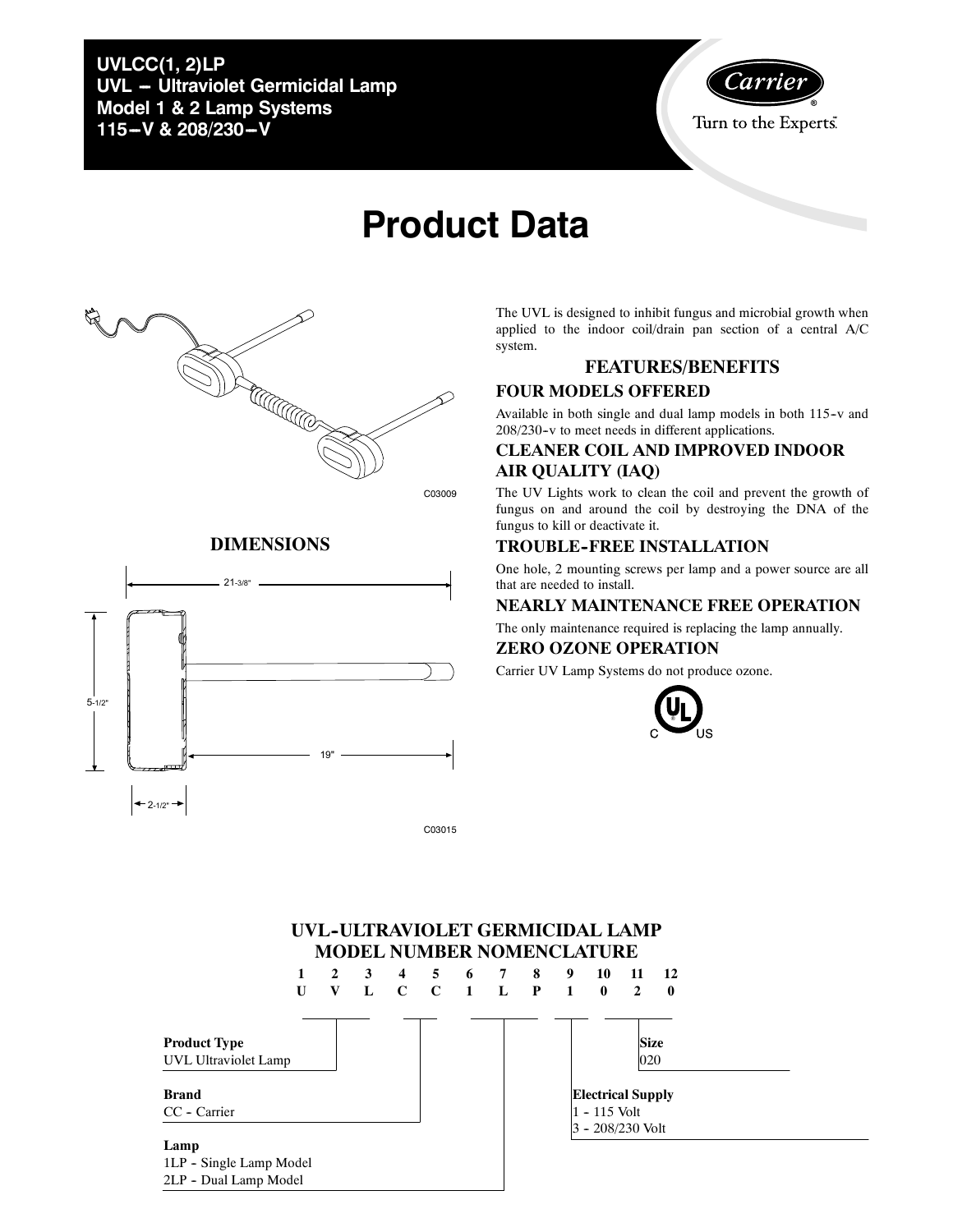**UVLCC(1, 2)LP**
**UVL − Ultraviolet Germicidal Lamp**
**Model 1 & 2 Lamp Systems**
**115−V & 208/230−V**

# Product Data

C03009

## DIMENSIONS

21-3/8"

5-1/2"

19"

2-1/2"

C03015

The UVL is designed to inhibit fungus and microbial growth when applied to the indoor coil/drain pan section of a central A/C system.

## FEATURES/BENEFITS

### FOUR MODELS OFFERED

Available in both single and dual lamp models in both 115-v and 208/230-v to meet needs in different applications.

### CLEANER COIL AND IMPROVED INDOOR AIR QUALITY (IAQ)

The UV Lights work to clean the coil and prevent the growth of fungus on and around the coil by destroying the DNA of the fungus to kill or deactivate it.

### TROUBLE-FREE INSTALLATION

One hole, 2 mounting screws per lamp and a power source are all that are needed to install.

### NEARLY MAINTENANCE FREE OPERATION

The only maintenance required is replacing the lamp annually.

### ZERO OZONE OPERATION

Carrier UV Lamp Systems do not produce ozone.

## UVL-ULTRAVIOLET GERMICIDAL LAMP MODEL NUMBER NOMENCLATURE

| 1 | 2 | 3 | 4 | 5 | 6 | 7 | 8 | 9 | 10 | 11 | 12 |
|---|---|---|---|---|---|---|---|---|---|---|---|
| U | V | L | C | C | 1 | L | P | 1 | 0 | 2 | 0 |

**Product Type**
UVL Ultraviolet Lamp

**Brand**
CC - Carrier

**Lamp**
1LP - Single Lamp Model
2LP - Dual Lamp Model

**Electrical Supply**
1 - 115 Volt
3 - 208/230 Volt

**Size**
020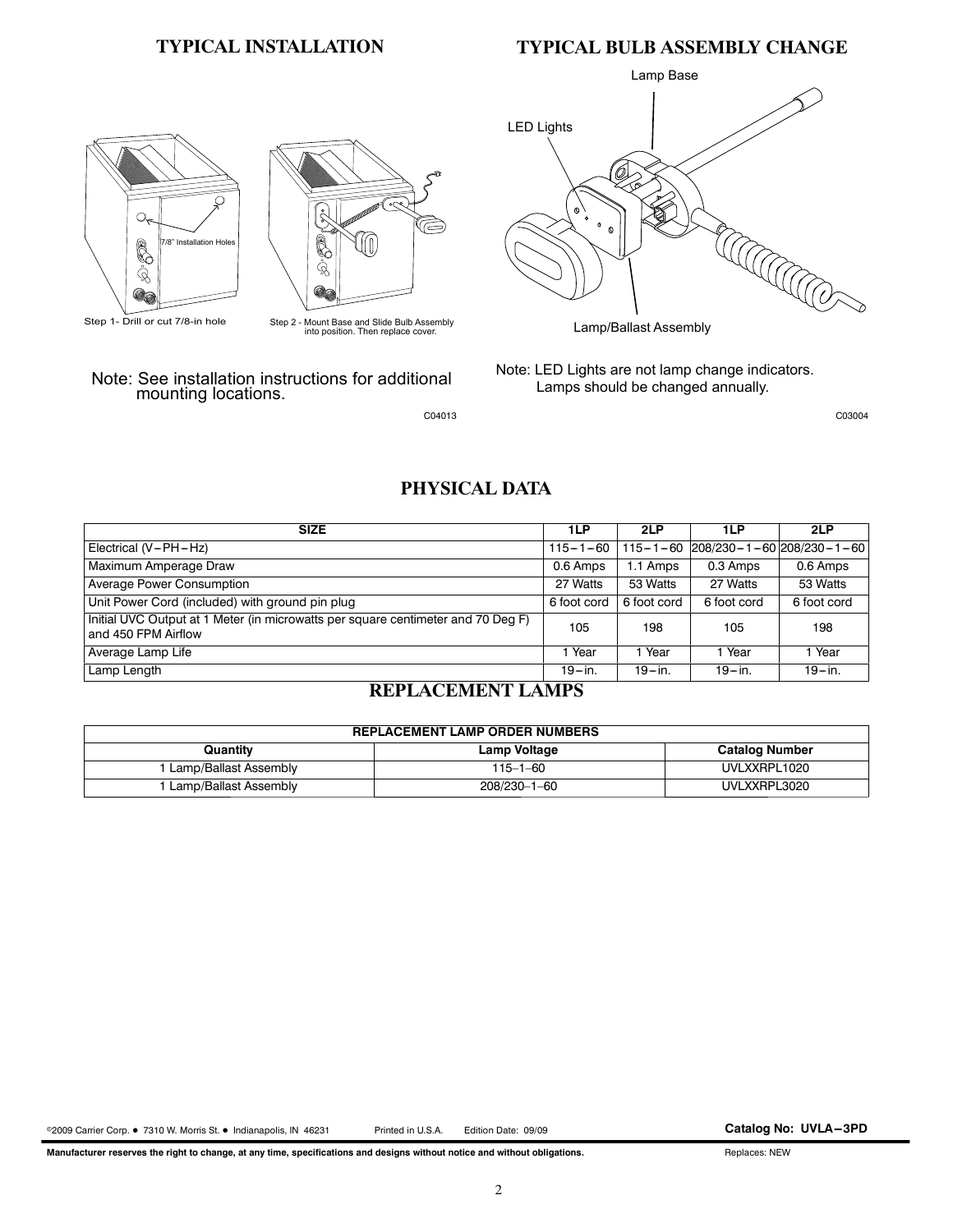## TYPICAL INSTALLATION

7/8" Installation Holes

Step 1- Drill or cut 7/8-in hole

Step 2 - Mount Base and Slide Bulb Assembly into position. Then replace cover.

Note: See installation instructions for additional mounting locations.

C04013

## TYPICAL BULB ASSEMBLY CHANGE

Lamp Base

LED Lights

Lamp/Ballast Assembly

Note: LED Lights are not lamp change indicators. Lamps should be changed annually.

C03004

## PHYSICAL DATA

| SIZE | 1LP | 2LP | 1LP | 2LP |
|---|---|---|---|---|
| Electrical (V–PH–Hz) | 115–1–60 | 115–1–60 | 208/230–1–60 | 208/230–1–60 |
| Maximum Amperage Draw | 0.6 Amps | 1.1 Amps | 0.3 Amps | 0.6 Amps |
| Average Power Consumption | 27 Watts | 53 Watts | 27 Watts | 53 Watts |
| Unit Power Cord (included) with ground pin plug | 6 foot cord | 6 foot cord | 6 foot cord | 6 foot cord |
| Initial UVC Output at 1 Meter (in microwatts per square centimeter and 70 Deg F) and 450 FPM Airflow | 105 | 198 | 105 | 198 |
| Average Lamp Life | 1 Year | 1 Year | 1 Year | 1 Year |
| Lamp Length | 19–in. | 19–in. | 19–in. | 19–in. |

## REPLACEMENT LAMPS

| REPLACEMENT LAMP ORDER NUMBERS | | |
|---|---|---|
| **Quantity** | **Lamp Voltage** | **Catalog Number** |
| 1 Lamp/Ballast Assembly | 115–1–60 | UVLXXRPL1020 |
| 1 Lamp/Ballast Assembly | 208/230–1–60 | UVLXXRPL3020 |

©2009 Carrier Corp. • 7310 W. Morris St. • Indianapolis, IN 46231 Printed in U.S.A. Edition Date: 09/09 **Catalog No: UVLA–3PD**

**Manufacturer reserves the right to change, at any time, specifications and designs without notice and without obligations.** Replaces: NEW